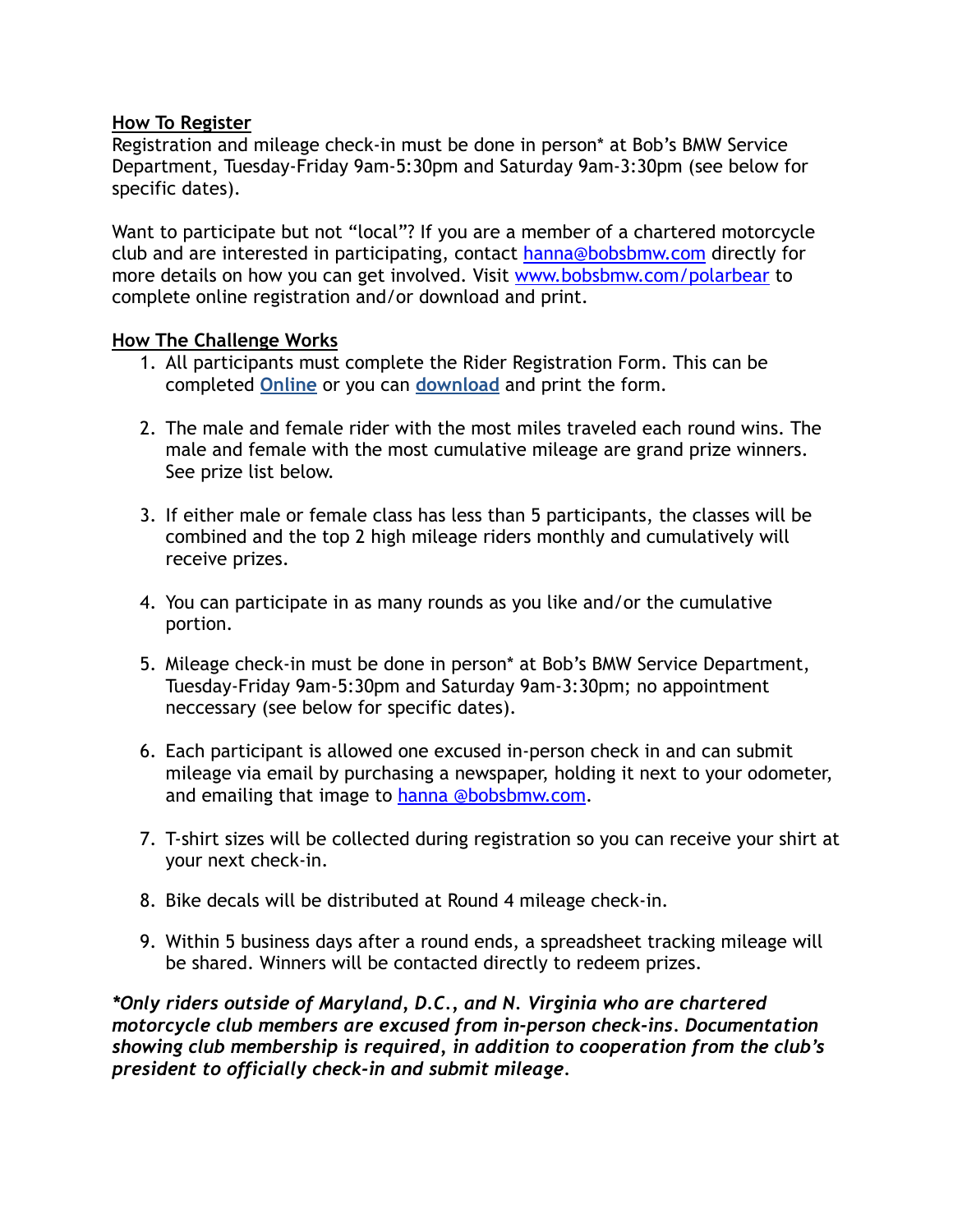## How To Register

Registration and mileage check-in must be done in person* at Bob's BMW Service Department, Tuesday-Friday 9am-5:30pm and Saturday 9am-3:30pm (see below for specific dates).

Want to participate but not "local"? If you are a member of a chartered motorcycle club and are interested in participating, contact hanna@bobsbmw.com directly for more details on how you can get involved. Visit www.bobsbmw.com/polarbear to complete online registration and/or download and print.

## How The Challenge Works

1. All participants must complete the Rider Registration Form. This can be completed **Online** or you can **download** and print the form.

2. The male and female rider with the most miles traveled each round wins. The male and female with the most cumulative mileage are grand prize winners. See prize list below.

3. If either male or female class has less than 5 participants, the classes will be combined and the top 2 high mileage riders monthly and cumulatively will receive prizes.

4. You can participate in as many rounds as you like and/or the cumulative portion.

5. Mileage check-in must be done in person* at Bob's BMW Service Department, Tuesday-Friday 9am-5:30pm and Saturday 9am-3:30pm; no appointment neccessary (see below for specific dates).

6. Each participant is allowed one excused in-person check in and can submit mileage via email by purchasing a newspaper, holding it next to your odometer, and emailing that image to hanna @bobsbmw.com.

7. T-shirt sizes will be collected during registration so you can receive your shirt at your next check-in.

8. Bike decals will be distributed at Round 4 mileage check-in.

9. Within 5 business days after a round ends, a spreadsheet tracking mileage will be shared. Winners will be contacted directly to redeem prizes.

***Only riders outside of Maryland, D.C., and N. Virginia who are chartered motorcycle club members are excused from in-person check-ins. Documentation showing club membership is required, in addition to cooperation from the club's president to officially check-in and submit mileage.***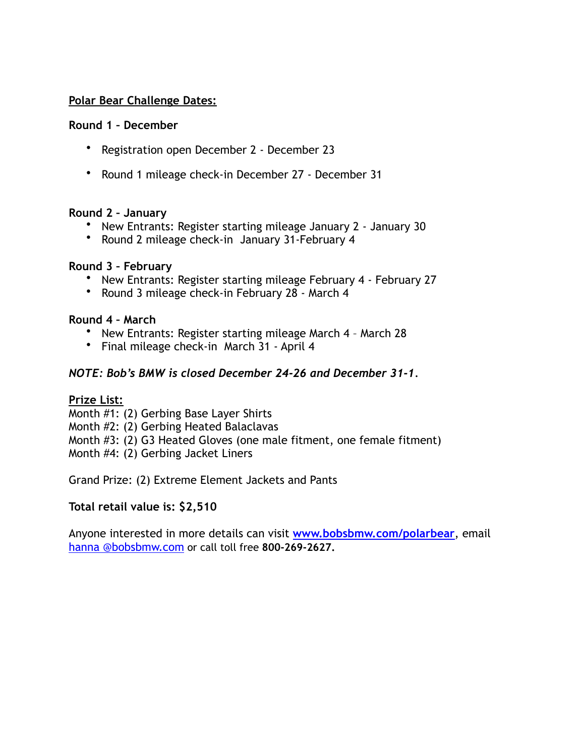**Polar Bear Challenge Dates:**

**Round 1 – December**

- Registration open December 2 - December 23
- Round 1 mileage check-in December 27 - December 31

**Round 2 – January**

- New Entrants: Register starting mileage January 2 - January 30
- Round 2 mileage check-in January 31-February 4

**Round 3 – February**

- New Entrants: Register starting mileage February 4 - February 27
- Round 3 mileage check-in February 28 - March 4

**Round 4 – March**

- New Entrants: Register starting mileage March 4 – March 28
- Final mileage check-in March 31 - April 4

***NOTE: Bob's BMW is closed December 24-26 and December 31-1.***

**Prize List:**

Month #1: (2) Gerbing Base Layer Shirts
Month #2: (2) Gerbing Heated Balaclavas
Month #3: (2) G3 Heated Gloves (one male fitment, one female fitment)
Month #4: (2) Gerbing Jacket Liners

Grand Prize: (2) Extreme Element Jackets and Pants

**Total retail value is: $2,510**

Anyone interested in more details can visit [www.bobsbmw.com/polarbear](www.bobsbmw.com/polarbear), email [hanna @bobsbmw.com](mailto:hanna@bobsbmw.com) or call toll free **800-269-2627.**